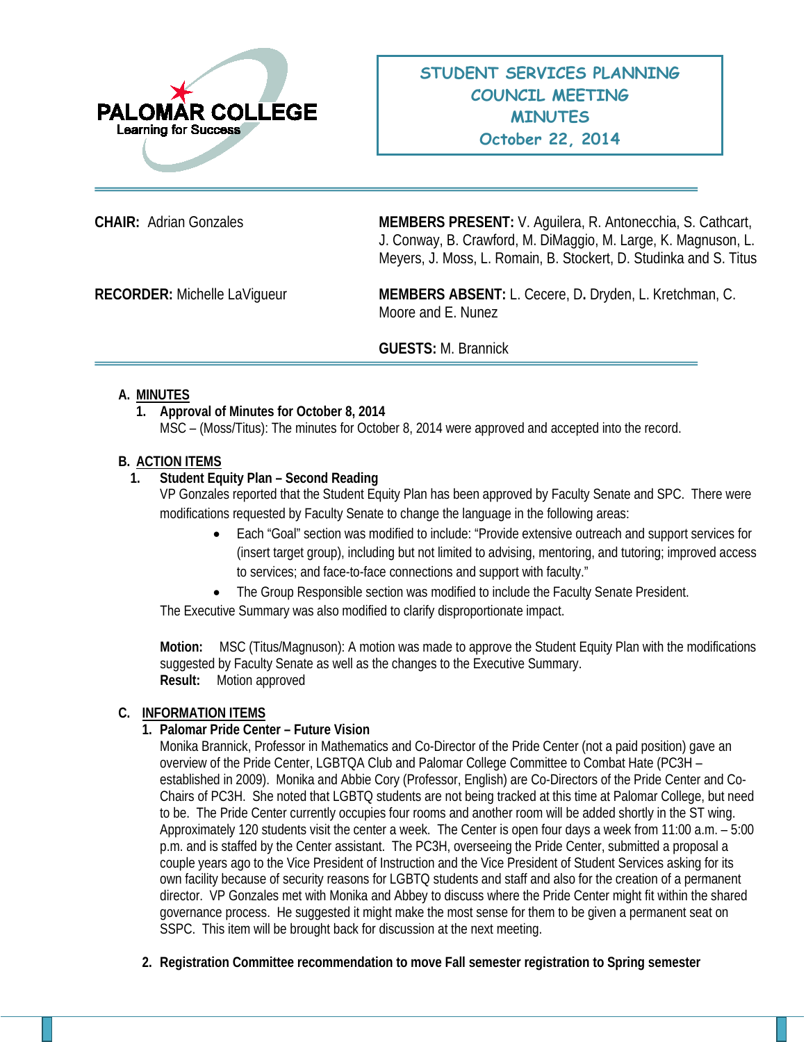PALOMAR COLLEGE
Learning for Success

# STUDENT SERVICES PLANNING COUNCIL MEETING MINUTES
## October 22, 2014

**CHAIR:** Adrian Gonzales

**MEMBERS PRESENT:** V. Aguilera, R. Antonecchia, S. Cathcart, J. Conway, B. Crawford, M. DiMaggio, M. Large, K. Magnuson, L. Meyers, J. Moss, L. Romain, B. Stockert, D. Studinka and S. Titus

**RECORDER:** Michelle LaVigueur

**MEMBERS ABSENT:** L. Cecere, D**.** Dryden, L. Kretchman, C. Moore and E. Nunez

**GUESTS:** M. Brannick

### A. MINUTES

**1. Approval of Minutes for October 8, 2014**

MSC – (Moss/Titus): The minutes for October 8, 2014 were approved and accepted into the record.

### B. ACTION ITEMS

**1. Student Equity Plan – Second Reading**

VP Gonzales reported that the Student Equity Plan has been approved by Faculty Senate and SPC. There were modifications requested by Faculty Senate to change the language in the following areas:

- Each "Goal" section was modified to include: "Provide extensive outreach and support services for (insert target group), including but not limited to advising, mentoring, and tutoring; improved access to services; and face-to-face connections and support with faculty."
- The Group Responsible section was modified to include the Faculty Senate President.

The Executive Summary was also modified to clarify disproportionate impact.

**Motion:** MSC (Titus/Magnuson): A motion was made to approve the Student Equity Plan with the modifications suggested by Faculty Senate as well as the changes to the Executive Summary.
**Result:** Motion approved

### C. INFORMATION ITEMS

**1. Palomar Pride Center – Future Vision**

Monika Brannick, Professor in Mathematics and Co-Director of the Pride Center (not a paid position) gave an overview of the Pride Center, LGBTQA Club and Palomar College Committee to Combat Hate (PC3H – established in 2009). Monika and Abbie Cory (Professor, English) are Co-Directors of the Pride Center and Co-Chairs of PC3H. She noted that LGBTQ students are not being tracked at this time at Palomar College, but need to be. The Pride Center currently occupies four rooms and another room will be added shortly in the ST wing. Approximately 120 students visit the center a week. The Center is open four days a week from 11:00 a.m. – 5:00 p.m. and is staffed by the Center assistant. The PC3H, overseeing the Pride Center, submitted a proposal a couple years ago to the Vice President of Instruction and the Vice President of Student Services asking for its own facility because of security reasons for LGBTQ students and staff and also for the creation of a permanent director. VP Gonzales met with Monika and Abbey to discuss where the Pride Center might fit within the shared governance process. He suggested it might make the most sense for them to be given a permanent seat on SSPC. This item will be brought back for discussion at the next meeting.

**2. Registration Committee recommendation to move Fall semester registration to Spring semester**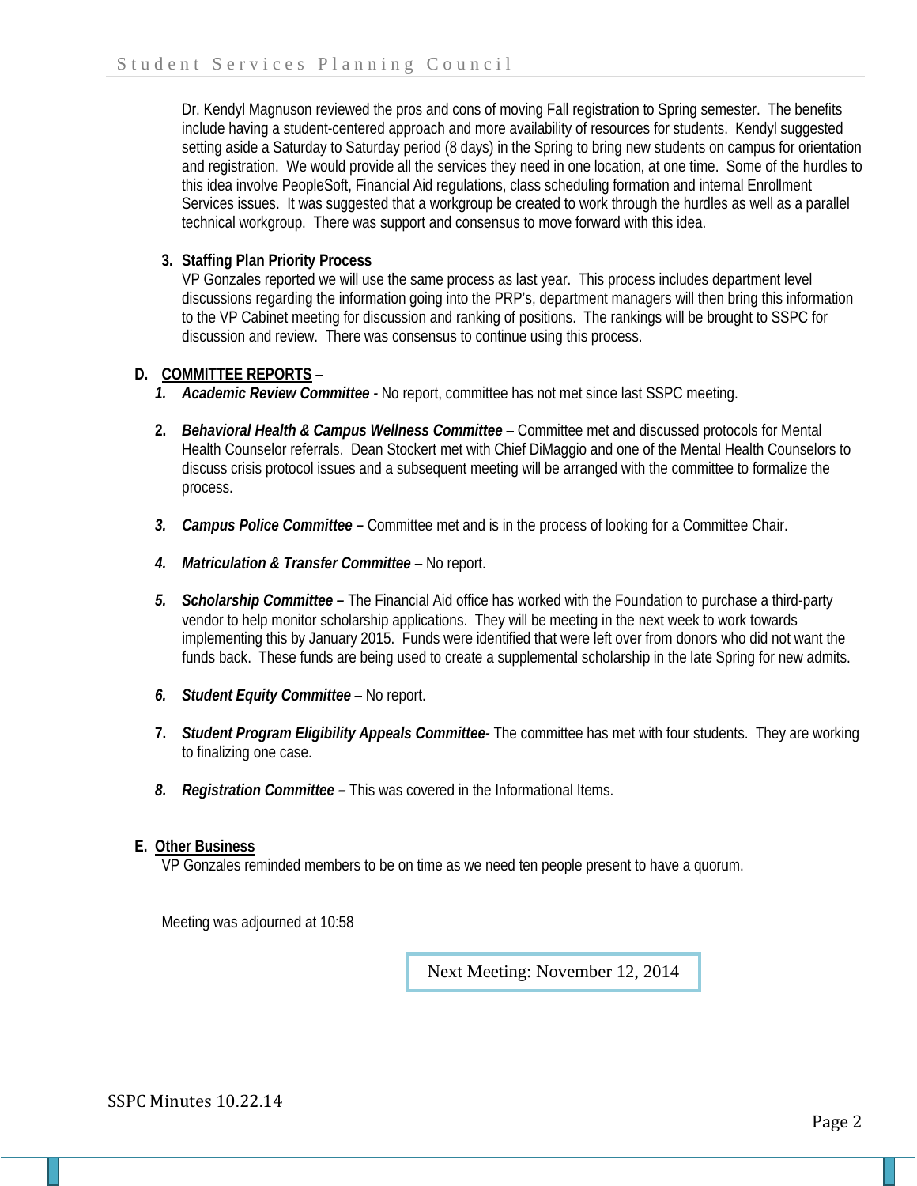Dr. Kendyl Magnuson reviewed the pros and cons of moving Fall registration to Spring semester. The benefits include having a student-centered approach and more availability of resources for students. Kendyl suggested setting aside a Saturday to Saturday period (8 days) in the Spring to bring new students on campus for orientation and registration. We would provide all the services they need in one location, at one time. Some of the hurdles to this idea involve PeopleSoft, Financial Aid regulations, class scheduling formation and internal Enrollment Services issues. It was suggested that a workgroup be created to work through the hurdles as well as a parallel technical workgroup. There was support and consensus to move forward with this idea.

3. **Staffing Plan Priority Process**
   VP Gonzales reported we will use the same process as last year. This process includes department level discussions regarding the information going into the PRP's, department managers will then bring this information to the VP Cabinet meeting for discussion and ranking of positions. The rankings will be brought to SSPC for discussion and review. There was consensus to continue using this process.

**D. COMMITTEE REPORTS** –

1. ***Academic Review Committee -*** No report, committee has not met since last SSPC meeting.

2. ***Behavioral Health & Campus Wellness Committee*** – Committee met and discussed protocols for Mental Health Counselor referrals. Dean Stockert met with Chief DiMaggio and one of the Mental Health Counselors to discuss crisis protocol issues and a subsequent meeting will be arranged with the committee to formalize the process.

3. ***Campus Police Committee –*** Committee met and is in the process of looking for a Committee Chair.

4. ***Matriculation & Transfer Committee*** – No report.

5. ***Scholarship Committee –*** The Financial Aid office has worked with the Foundation to purchase a third-party vendor to help monitor scholarship applications. They will be meeting in the next week to work towards implementing this by January 2015. Funds were identified that were left over from donors who did not want the funds back. These funds are being used to create a supplemental scholarship in the late Spring for new admits.

6. ***Student Equity Committee*** – No report.

7. ***Student Program Eligibility Appeals Committee-*** The committee has met with four students. They are working to finalizing one case.

8. ***Registration Committee –*** This was covered in the Informational Items.

**E. Other Business**

VP Gonzales reminded members to be on time as we need ten people present to have a quorum.

Meeting was adjourned at 10:58

Next Meeting: November 12, 2014